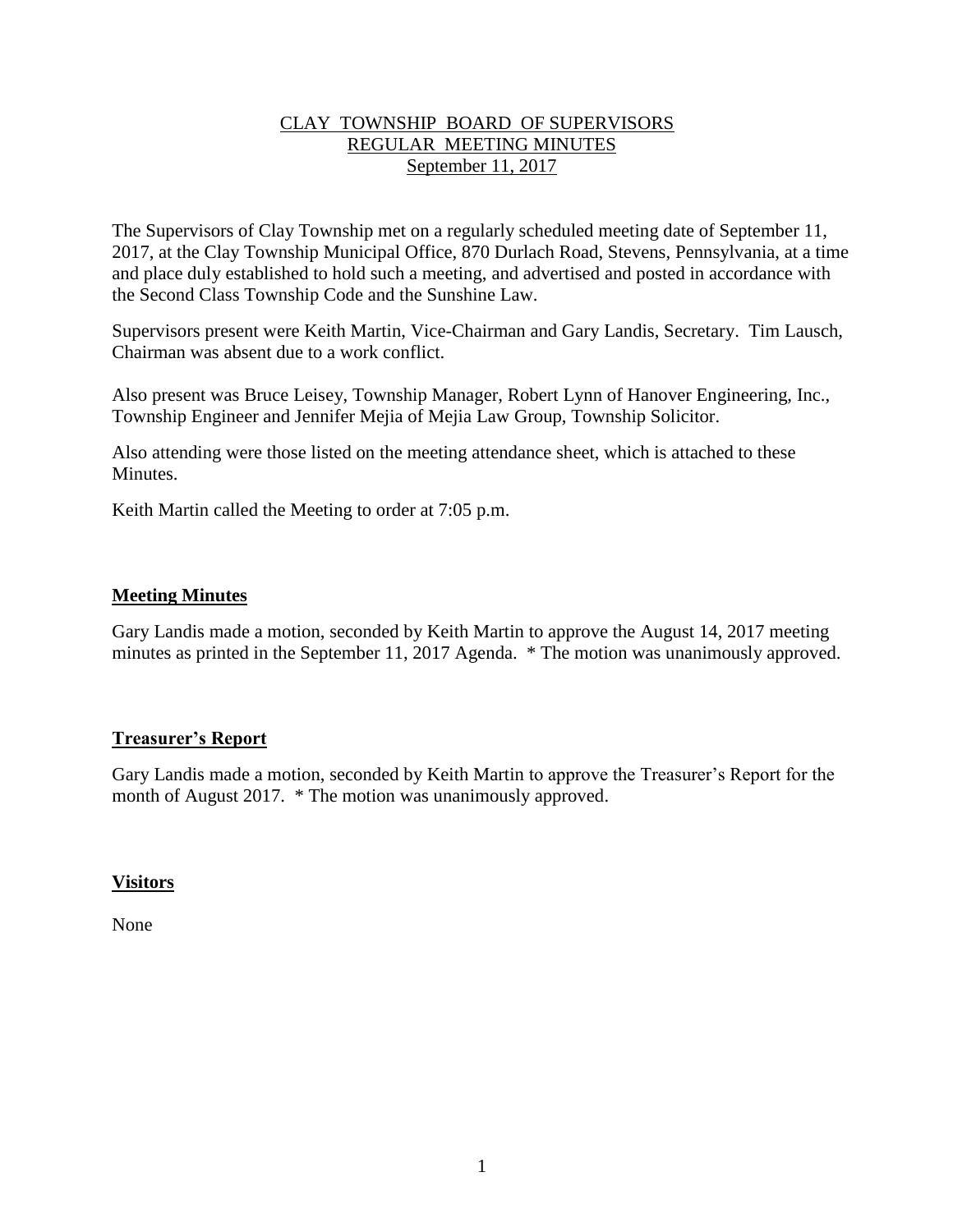# CLAY TOWNSHIP BOARD OF SUPERVISORS
## REGULAR MEETING MINUTES
## September 11, 2017

The Supervisors of Clay Township met on a regularly scheduled meeting date of September 11, 2017, at the Clay Township Municipal Office, 870 Durlach Road, Stevens, Pennsylvania, at a time and place duly established to hold such a meeting, and advertised and posted in accordance with the Second Class Township Code and the Sunshine Law.

Supervisors present were Keith Martin, Vice-Chairman and Gary Landis, Secretary. Tim Lausch, Chairman was absent due to a work conflict.

Also present was Bruce Leisey, Township Manager, Robert Lynn of Hanover Engineering, Inc., Township Engineer and Jennifer Mejia of Mejia Law Group, Township Solicitor.

Also attending were those listed on the meeting attendance sheet, which is attached to these Minutes.

Keith Martin called the Meeting to order at 7:05 p.m.

### Meeting Minutes

Gary Landis made a motion, seconded by Keith Martin to approve the August 14, 2017 meeting minutes as printed in the September 11, 2017 Agenda. * The motion was unanimously approved.

### Treasurer's Report

Gary Landis made a motion, seconded by Keith Martin to approve the Treasurer's Report for the month of August 2017. * The motion was unanimously approved.

### Visitors

None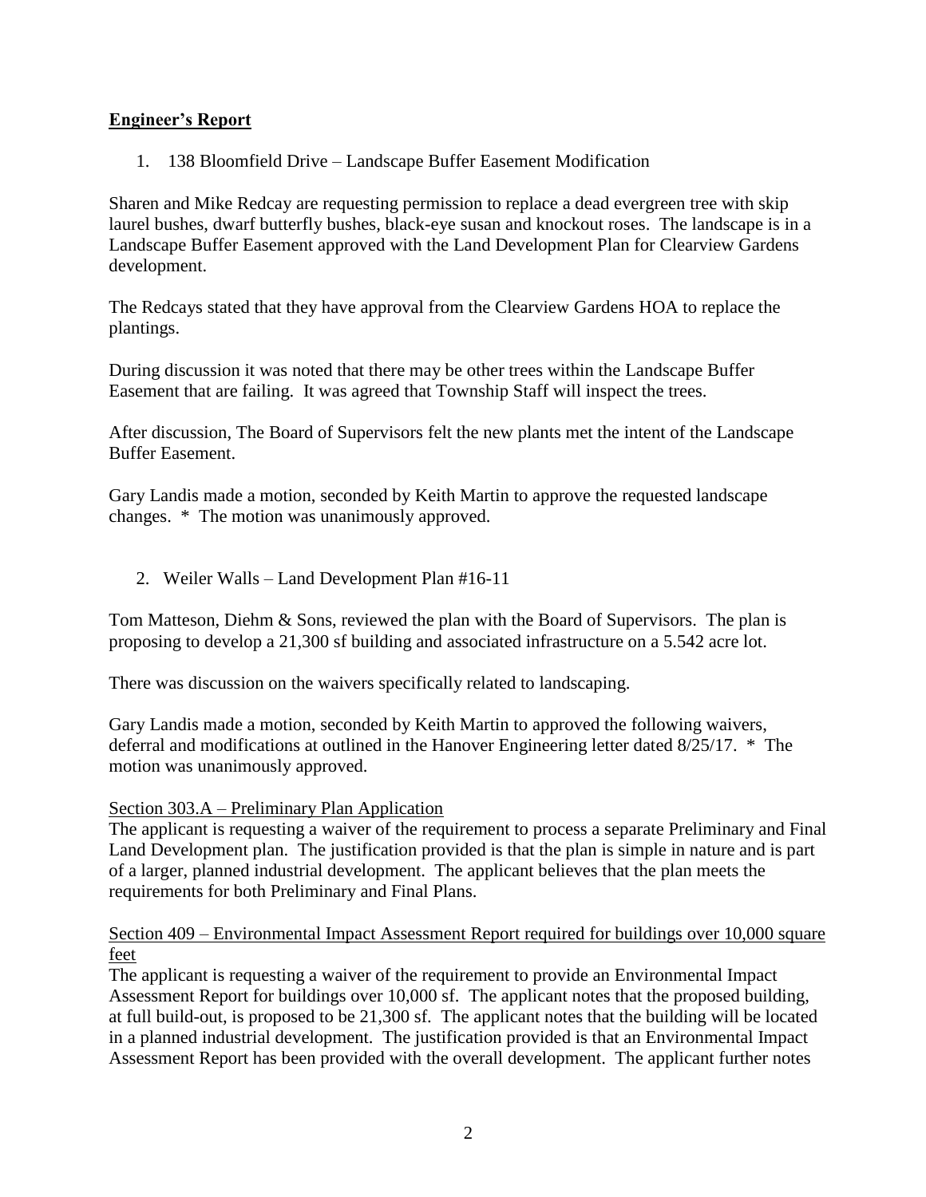## **Engineer's Report**

1. 138 Bloomfield Drive – Landscape Buffer Easement Modification

Sharen and Mike Redcay are requesting permission to replace a dead evergreen tree with skip laurel bushes, dwarf butterfly bushes, black-eye susan and knockout roses. The landscape is in a Landscape Buffer Easement approved with the Land Development Plan for Clearview Gardens development.

The Redcays stated that they have approval from the Clearview Gardens HOA to replace the plantings.

During discussion it was noted that there may be other trees within the Landscape Buffer Easement that are failing. It was agreed that Township Staff will inspect the trees.

After discussion, The Board of Supervisors felt the new plants met the intent of the Landscape Buffer Easement.

Gary Landis made a motion, seconded by Keith Martin to approve the requested landscape changes. * The motion was unanimously approved.

2. Weiler Walls – Land Development Plan #16-11

Tom Matteson, Diehm & Sons, reviewed the plan with the Board of Supervisors. The plan is proposing to develop a 21,300 sf building and associated infrastructure on a 5.542 acre lot.

There was discussion on the waivers specifically related to landscaping.

Gary Landis made a motion, seconded by Keith Martin to approved the following waivers, deferral and modifications at outlined in the Hanover Engineering letter dated 8/25/17. * The motion was unanimously approved.

<u>Section 303.A – Preliminary Plan Application</u>

The applicant is requesting a waiver of the requirement to process a separate Preliminary and Final Land Development plan. The justification provided is that the plan is simple in nature and is part of a larger, planned industrial development. The applicant believes that the plan meets the requirements for both Preliminary and Final Plans.

<u>Section 409 – Environmental Impact Assessment Report required for buildings over 10,000 square feet</u>

The applicant is requesting a waiver of the requirement to provide an Environmental Impact Assessment Report for buildings over 10,000 sf. The applicant notes that the proposed building, at full build-out, is proposed to be 21,300 sf. The applicant notes that the building will be located in a planned industrial development. The justification provided is that an Environmental Impact Assessment Report has been provided with the overall development. The applicant further notes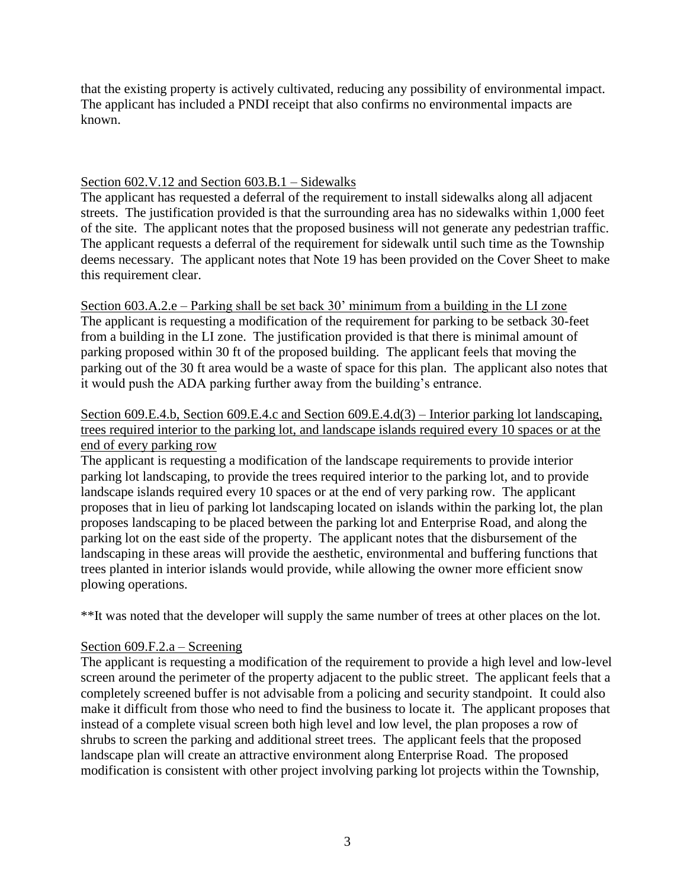that the existing property is actively cultivated, reducing any possibility of environmental impact. The applicant has included a PNDI receipt that also confirms no environmental impacts are known.

<u>Section 602.V.12 and Section 603.B.1 – Sidewalks</u>

The applicant has requested a deferral of the requirement to install sidewalks along all adjacent streets. The justification provided is that the surrounding area has no sidewalks within 1,000 feet of the site. The applicant notes that the proposed business will not generate any pedestrian traffic. The applicant requests a deferral of the requirement for sidewalk until such time as the Township deems necessary. The applicant notes that Note 19 has been provided on the Cover Sheet to make this requirement clear.

<u>Section 603.A.2.e – Parking shall be set back 30' minimum from a building in the LI zone</u>

The applicant is requesting a modification of the requirement for parking to be setback 30-feet from a building in the LI zone. The justification provided is that there is minimal amount of parking proposed within 30 ft of the proposed building. The applicant feels that moving the parking out of the 30 ft area would be a waste of space for this plan. The applicant also notes that it would push the ADA parking further away from the building's entrance.

<u>Section 609.E.4.b, Section 609.E.4.c and Section 609.E.4.d(3) – Interior parking lot landscaping, trees required interior to the parking lot, and landscape islands required every 10 spaces or at the end of every parking row</u>

The applicant is requesting a modification of the landscape requirements to provide interior parking lot landscaping, to provide the trees required interior to the parking lot, and to provide landscape islands required every 10 spaces or at the end of very parking row. The applicant proposes that in lieu of parking lot landscaping located on islands within the parking lot, the plan proposes landscaping to be placed between the parking lot and Enterprise Road, and along the parking lot on the east side of the property. The applicant notes that the disbursement of the landscaping in these areas will provide the aesthetic, environmental and buffering functions that trees planted in interior islands would provide, while allowing the owner more efficient snow plowing operations.

**It was noted that the developer will supply the same number of trees at other places on the lot.

<u>Section 609.F.2.a – Screening</u>

The applicant is requesting a modification of the requirement to provide a high level and low-level screen around the perimeter of the property adjacent to the public street. The applicant feels that a completely screened buffer is not advisable from a policing and security standpoint. It could also make it difficult from those who need to find the business to locate it. The applicant proposes that instead of a complete visual screen both high level and low level, the plan proposes a row of shrubs to screen the parking and additional street trees. The applicant feels that the proposed landscape plan will create an attractive environment along Enterprise Road. The proposed modification is consistent with other project involving parking lot projects within the Township,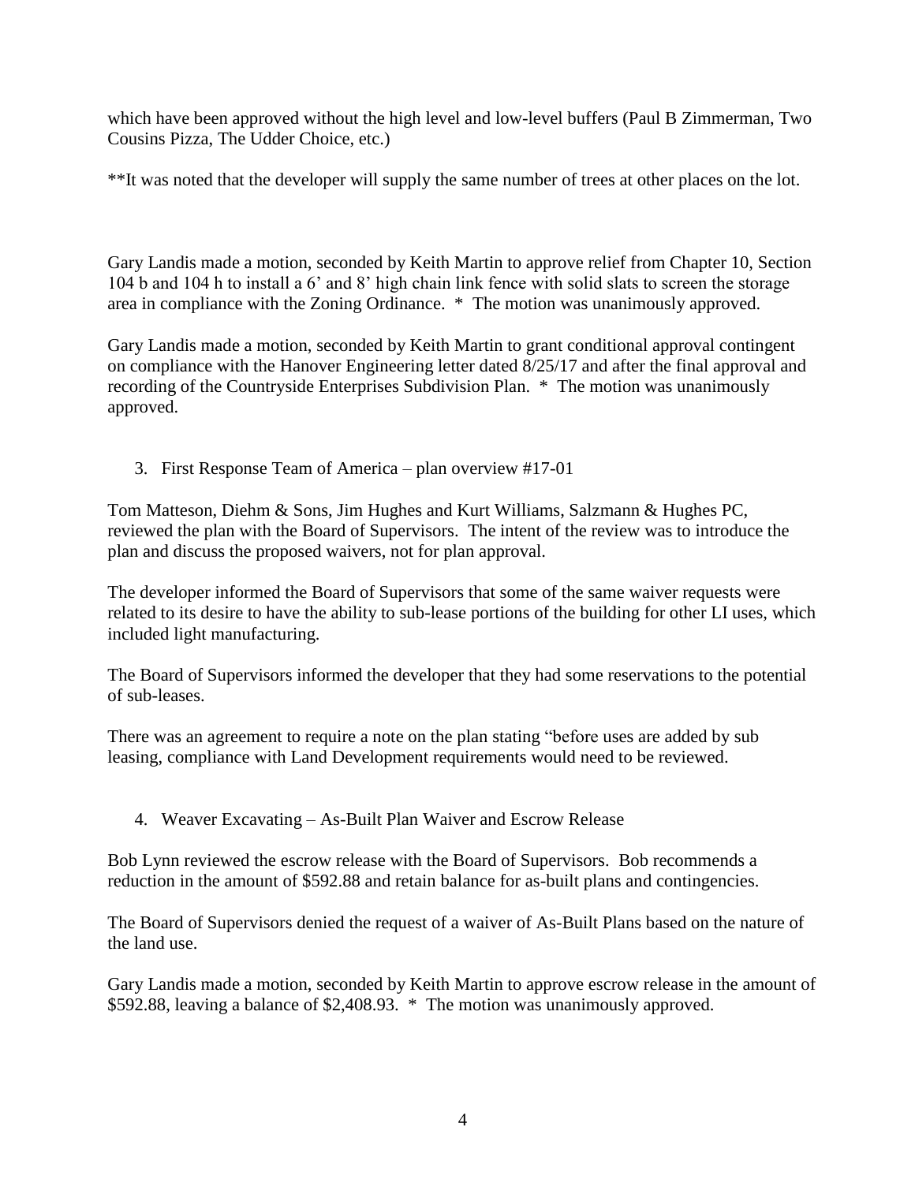which have been approved without the high level and low-level buffers (Paul B Zimmerman, Two Cousins Pizza, The Udder Choice, etc.)

**It was noted that the developer will supply the same number of trees at other places on the lot.

Gary Landis made a motion, seconded by Keith Martin to approve relief from Chapter 10, Section 104 b and 104 h to install a 6' and 8' high chain link fence with solid slats to screen the storage area in compliance with the Zoning Ordinance. * The motion was unanimously approved.

Gary Landis made a motion, seconded by Keith Martin to grant conditional approval contingent on compliance with the Hanover Engineering letter dated 8/25/17 and after the final approval and recording of the Countryside Enterprises Subdivision Plan. * The motion was unanimously approved.

3. First Response Team of America – plan overview #17-01

Tom Matteson, Diehm & Sons, Jim Hughes and Kurt Williams, Salzmann & Hughes PC, reviewed the plan with the Board of Supervisors. The intent of the review was to introduce the plan and discuss the proposed waivers, not for plan approval.

The developer informed the Board of Supervisors that some of the same waiver requests were related to its desire to have the ability to sub-lease portions of the building for other LI uses, which included light manufacturing.

The Board of Supervisors informed the developer that they had some reservations to the potential of sub-leases.

There was an agreement to require a note on the plan stating "before uses are added by sub leasing, compliance with Land Development requirements would need to be reviewed.

4. Weaver Excavating – As-Built Plan Waiver and Escrow Release

Bob Lynn reviewed the escrow release with the Board of Supervisors. Bob recommends a reduction in the amount of $592.88 and retain balance for as-built plans and contingencies.

The Board of Supervisors denied the request of a waiver of As-Built Plans based on the nature of the land use.

Gary Landis made a motion, seconded by Keith Martin to approve escrow release in the amount of $592.88, leaving a balance of $2,408.93. * The motion was unanimously approved.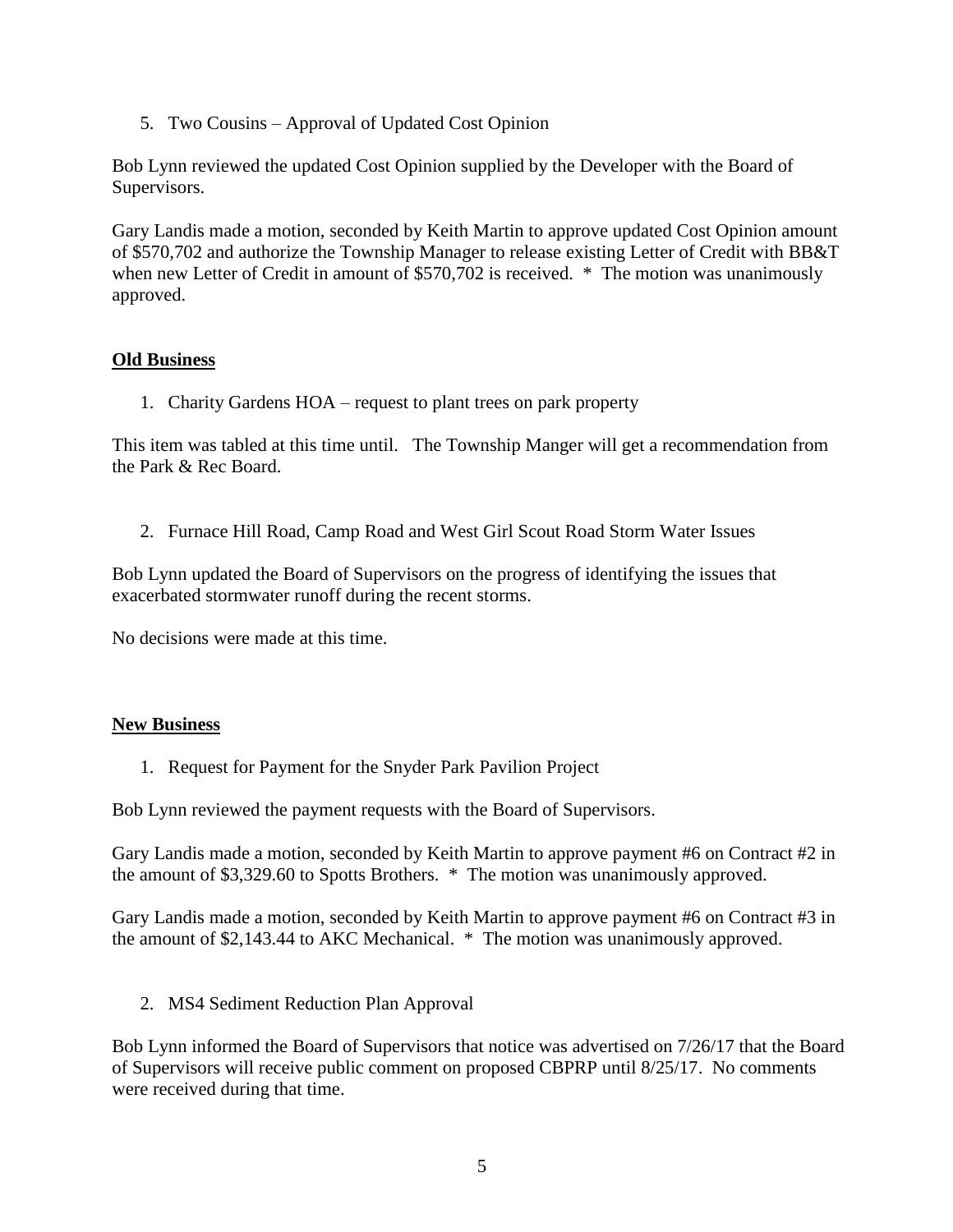5. Two Cousins – Approval of Updated Cost Opinion

Bob Lynn reviewed the updated Cost Opinion supplied by the Developer with the Board of Supervisors.

Gary Landis made a motion, seconded by Keith Martin to approve updated Cost Opinion amount of $570,702 and authorize the Township Manager to release existing Letter of Credit with BB&T when new Letter of Credit in amount of $570,702 is received. * The motion was unanimously approved.

**Old Business**

1. Charity Gardens HOA – request to plant trees on park property

This item was tabled at this time until. The Township Manger will get a recommendation from the Park & Rec Board.

2. Furnace Hill Road, Camp Road and West Girl Scout Road Storm Water Issues

Bob Lynn updated the Board of Supervisors on the progress of identifying the issues that exacerbated stormwater runoff during the recent storms.

No decisions were made at this time.

**New Business**

1. Request for Payment for the Snyder Park Pavilion Project

Bob Lynn reviewed the payment requests with the Board of Supervisors.

Gary Landis made a motion, seconded by Keith Martin to approve payment #6 on Contract #2 in the amount of $3,329.60 to Spotts Brothers. * The motion was unanimously approved.

Gary Landis made a motion, seconded by Keith Martin to approve payment #6 on Contract #3 in the amount of $2,143.44 to AKC Mechanical. * The motion was unanimously approved.

2. MS4 Sediment Reduction Plan Approval

Bob Lynn informed the Board of Supervisors that notice was advertised on 7/26/17 that the Board of Supervisors will receive public comment on proposed CBPRP until 8/25/17. No comments were received during that time.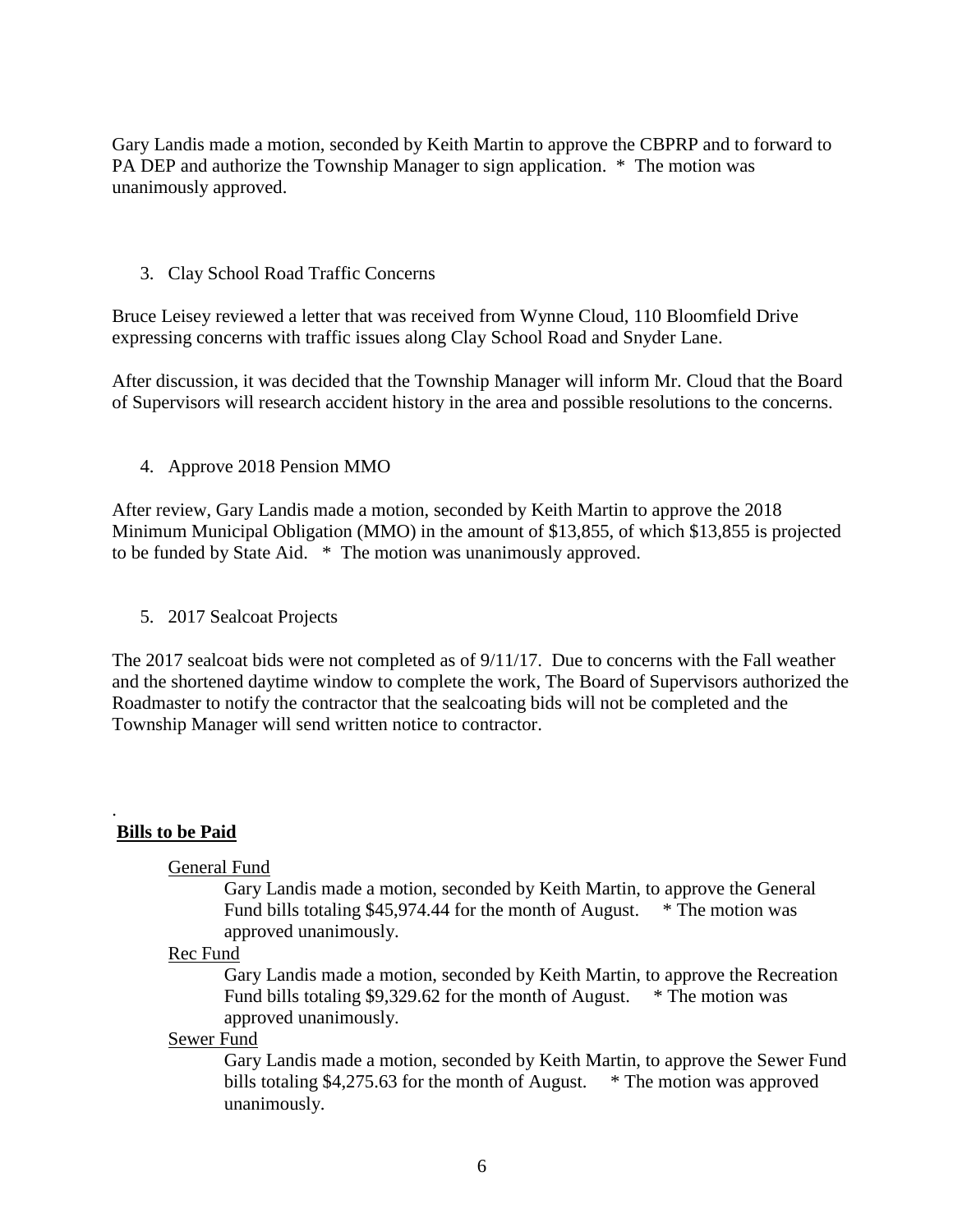Gary Landis made a motion, seconded by Keith Martin to approve the CBPRP and to forward to PA DEP and authorize the Township Manager to sign application.  *  The motion was unanimously approved.

3. Clay School Road Traffic Concerns

Bruce Leisey reviewed a letter that was received from Wynne Cloud, 110 Bloomfield Drive expressing concerns with traffic issues along Clay School Road and Snyder Lane.

After discussion, it was decided that the Township Manager will inform Mr. Cloud that the Board of Supervisors will research accident history in the area and possible resolutions to the concerns.

4. Approve 2018 Pension MMO

After review, Gary Landis made a motion, seconded by Keith Martin to approve the 2018 Minimum Municipal Obligation (MMO) in the amount of $13,855, of which $13,855 is projected to be funded by State Aid.   *  The motion was unanimously approved.

5. 2017 Sealcoat Projects

The 2017 sealcoat bids were not completed as of 9/11/17.  Due to concerns with the Fall weather and the shortened daytime window to complete the work, The Board of Supervisors authorized the Roadmaster to notify the contractor that the sealcoating bids will not be completed and the Township Manager will send written notice to contractor.

.

**Bills to be Paid**

General Fund

Gary Landis made a motion, seconded by Keith Martin, to approve the General Fund bills totaling $45,974.44 for the month of August.    * The motion was approved unanimously.

Rec Fund

Gary Landis made a motion, seconded by Keith Martin, to approve the Recreation Fund bills totaling $9,329.62 for the month of August.    * The motion was approved unanimously.

Sewer Fund

Gary Landis made a motion, seconded by Keith Martin, to approve the Sewer Fund bills totaling $4,275.63 for the month of August.    * The motion was approved unanimously.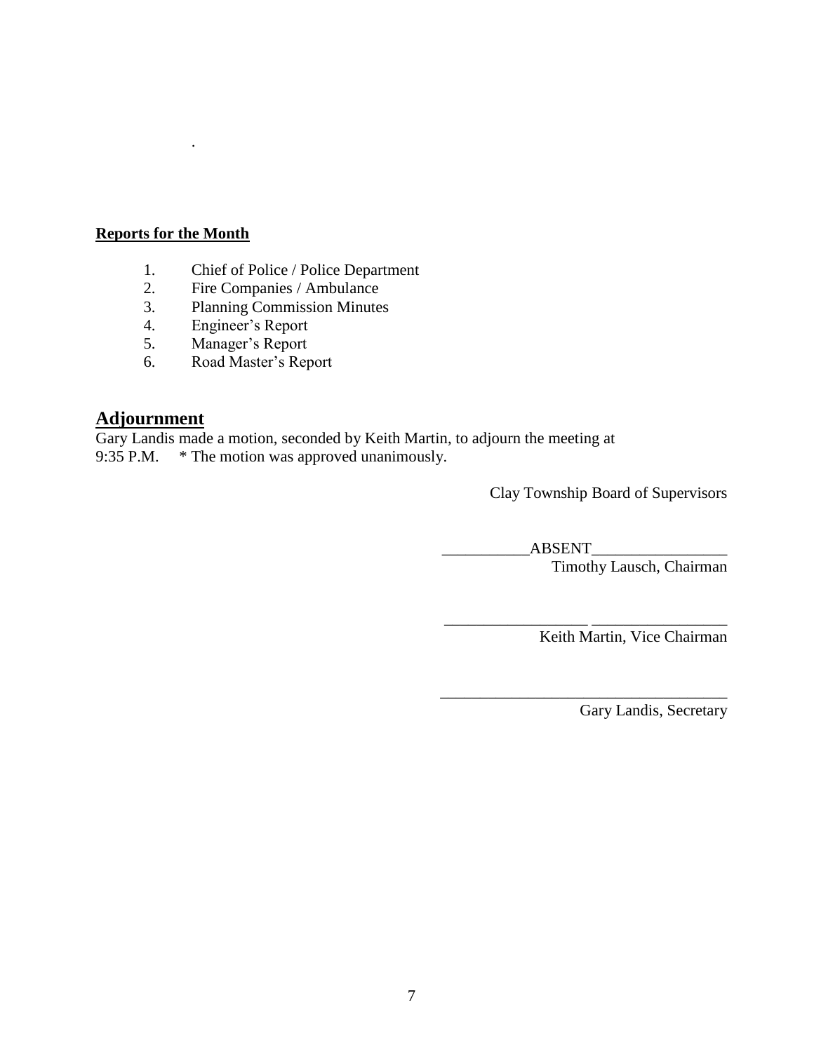.

**Reports for the Month**

1. Chief of Police / Police Department
2. Fire Companies / Ambulance
3. Planning Commission Minutes
4. Engineer's Report
5. Manager's Report
6. Road Master's Report

## Adjournment

Gary Landis made a motion, seconded by Keith Martin, to adjourn the meeting at 9:35 P.M. * The motion was approved unanimously.

Clay Township Board of Supervisors

___________ABSENT_________________
Timothy Lausch, Chairman

__________________ _________________
Keith Martin, Vice Chairman

____________________________________
Gary Landis, Secretary